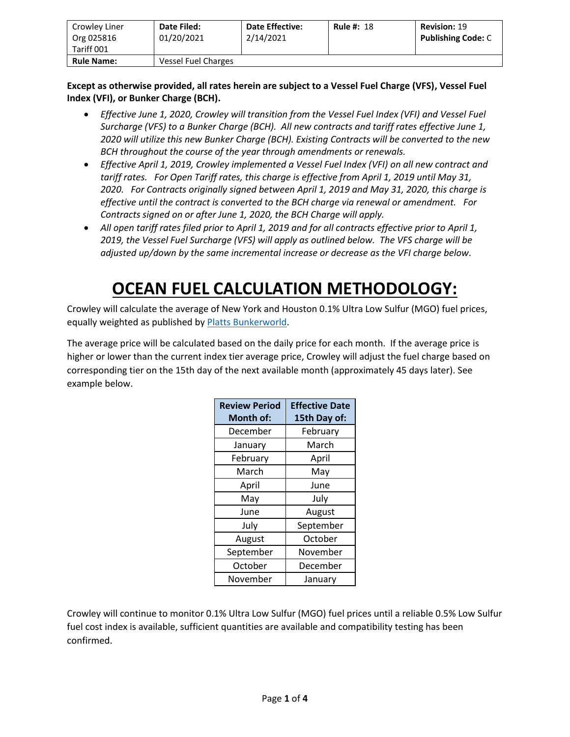| Crowley Liner Org 025816 Tariff 001 | **Date Filed:** 01/20/2021 | **Date Effective:** 2/14/2021 | **Rule #:** 18 | **Revision:** 19 **Publishing Code:** C |
|---|---|---|---|---|
| **Rule Name:** | Vessel Fuel Charges | | | |

**Except as otherwise provided, all rates herein are subject to a Vessel Fuel Charge (VFS), Vessel Fuel Index (VFI), or Bunker Charge (BCH).**

- *Effective June 1, 2020, Crowley will transition from the Vessel Fuel Index (VFI) and Vessel Fuel Surcharge (VFS) to a Bunker Charge (BCH). All new contracts and tariff rates effective June 1, 2020 will utilize this new Bunker Charge (BCH). Existing Contracts will be converted to the new BCH throughout the course of the year through amendments or renewals.*
- *Effective April 1, 2019, Crowley implemented a Vessel Fuel Index (VFI) on all new contract and tariff rates. For Open Tariff rates, this charge is effective from April 1, 2019 until May 31, 2020. For Contracts originally signed between April 1, 2019 and May 31, 2020, this charge is effective until the contract is converted to the BCH charge via renewal or amendment. For Contracts signed on or after June 1, 2020, the BCH Charge will apply.*
- *All open tariff rates filed prior to April 1, 2019 and for all contracts effective prior to April 1, 2019, the Vessel Fuel Surcharge (VFS) will apply as outlined below. The VFS charge will be adjusted up/down by the same incremental increase or decrease as the VFI charge below.*

# OCEAN FUEL CALCULATION METHODOLOGY:

Crowley will calculate the average of New York and Houston 0.1% Ultra Low Sulfur (MGO) fuel prices, equally weighted as published by Platts Bunkerworld.

The average price will be calculated based on the daily price for each month. If the average price is higher or lower than the current index tier average price, Crowley will adjust the fuel charge based on corresponding tier on the 15th day of the next available month (approximately 45 days later). See example below.

| Review Period Month of: | Effective Date 15th Day of: |
|---|---|
| December | February |
| January | March |
| February | April |
| March | May |
| April | June |
| May | July |
| June | August |
| July | September |
| August | October |
| September | November |
| October | December |
| November | January |

Crowley will continue to monitor 0.1% Ultra Low Sulfur (MGO) fuel prices until a reliable 0.5% Low Sulfur fuel cost index is available, sufficient quantities are available and compatibility testing has been confirmed.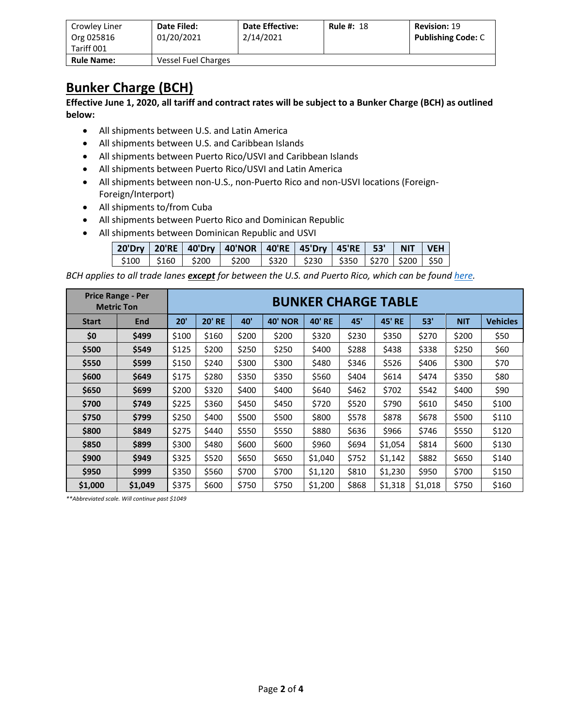| Crowley Liner Org 025816 Tariff 001 | **Date Filed:** 01/20/2021 | **Date Effective:** 2/14/2021 | **Rule #:** 18 | **Revision:** 19 **Publishing Code:** C |
|---|---|---|---|---|
| **Rule Name:** | Vessel Fuel Charges | | | |

## Bunker Charge (BCH)

**Effective June 1, 2020, all tariff and contract rates will be subject to a Bunker Charge (BCH) as outlined below:**

- All shipments between U.S. and Latin America
- All shipments between U.S. and Caribbean Islands
- All shipments between Puerto Rico/USVI and Caribbean Islands
- All shipments between Puerto Rico/USVI and Latin America
- All shipments between non-U.S., non-Puerto Rico and non-USVI locations (Foreign-Foreign/Interport)
- All shipments to/from Cuba
- All shipments between Puerto Rico and Dominican Republic
- All shipments between Dominican Republic and USVI

| 20'Dry | 20'RE | 40'Dry | 40'NOR | 40'RE | 45'Dry | 45'RE | 53' | NIT | VEH |
|---|---|---|---|---|---|---|---|---|---|
| $100 | $160 | $200 | $200 | $320 | $230 | $350 | $270 | $200 | $50 |

*BCH applies to all trade lanes **except** for between the U.S. and Puerto Rico, which can be found here.*

| Price Range - Per Metric Ton | | BUNKER CHARGE TABLE | | | | | | | | | |
|---|---|---|---|---|---|---|---|---|---|---|---|
| **Start** | **End** | **20'** | **20' RE** | **40'** | **40' NOR** | **40' RE** | **45'** | **45' RE** | **53'** | **NIT** | **Vehicles** |
| **$0** | **$499** | $100 | $160 | $200 | $200 | $320 | $230 | $350 | $270 | $200 | $50 |
| **$500** | **$549** | $125 | $200 | $250 | $250 | $400 | $288 | $438 | $338 | $250 | $60 |
| **$550** | **$599** | $150 | $240 | $300 | $300 | $480 | $346 | $526 | $406 | $300 | $70 |
| **$600** | **$649** | $175 | $280 | $350 | $350 | $560 | $404 | $614 | $474 | $350 | $80 |
| **$650** | **$699** | $200 | $320 | $400 | $400 | $640 | $462 | $702 | $542 | $400 | $90 |
| **$700** | **$749** | $225 | $360 | $450 | $450 | $720 | $520 | $790 | $610 | $450 | $100 |
| **$750** | **$799** | $250 | $400 | $500 | $500 | $800 | $578 | $878 | $678 | $500 | $110 |
| **$800** | **$849** | $275 | $440 | $550 | $550 | $880 | $636 | $966 | $746 | $550 | $120 |
| **$850** | **$899** | $300 | $480 | $600 | $600 | $960 | $694 | $1,054 | $814 | $600 | $130 |
| **$900** | **$949** | $325 | $520 | $650 | $650 | $1,040 | $752 | $1,142 | $882 | $650 | $140 |
| **$950** | **$999** | $350 | $560 | $700 | $700 | $1,120 | $810 | $1,230 | $950 | $700 | $150 |
| **$1,000** | **$1,049** | $375 | $600 | $750 | $750 | $1,200 | $868 | $1,318 | $1,018 | $750 | $160 |

*\*\*Abbreviated scale. Will continue past $1049*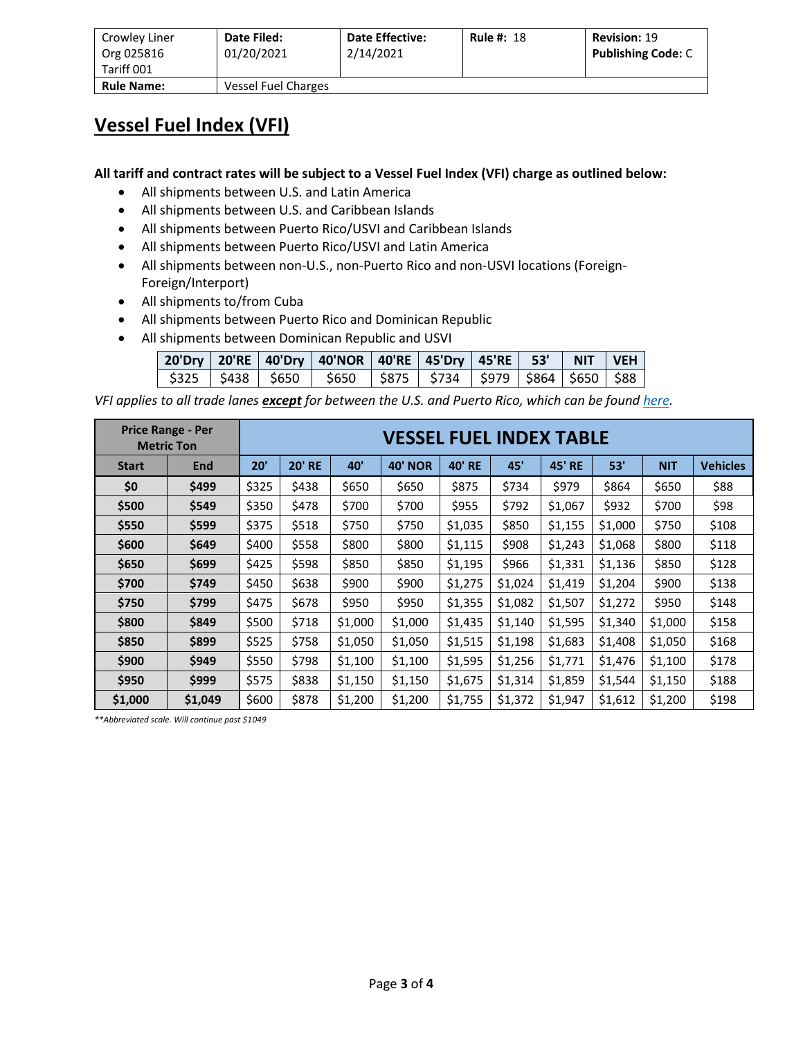| Crowley Liner Org 025816 Tariff 001 | **Date Filed:** 01/20/2021 | **Date Effective:** 2/14/2021 | **Rule #:** 18 | **Revision:** 19 **Publishing Code:** C |
|---|---|---|---|---|
| **Rule Name:** | Vessel Fuel Charges | | | |

# Vessel Fuel Index (VFI)

**All tariff and contract rates will be subject to a Vessel Fuel Index (VFI) charge as outlined below:**

- All shipments between U.S. and Latin America
- All shipments between U.S. and Caribbean Islands
- All shipments between Puerto Rico/USVI and Caribbean Islands
- All shipments between Puerto Rico/USVI and Latin America
- All shipments between non-U.S., non-Puerto Rico and non-USVI locations (Foreign-Foreign/Interport)
- All shipments to/from Cuba
- All shipments between Puerto Rico and Dominican Republic
- All shipments between Dominican Republic and USVI

| 20'Dry | 20'RE | 40'Dry | 40'NOR | 40'RE | 45'Dry | 45'RE | 53' | NIT | VEH |
|---|---|---|---|---|---|---|---|---|---|
| $325 | $438 | $650 | $650 | $875 | $734 | $979 | $864 | $650 | $88 |

*VFI applies to all trade lanes* ***except*** *for between the U.S. and Puerto Rico, which can be found [here](here).*

| Price Range - Per Metric Ton | | VESSEL FUEL INDEX TABLE | | | | | | | | | |
|---|---|---|---|---|---|---|---|---|---|---|---|
| **Start** | **End** | **20'** | **20' RE** | **40'** | **40' NOR** | **40' RE** | **45'** | **45' RE** | **53'** | **NIT** | **Vehicles** |
| **$0** | **$499** | $325 | $438 | $650 | $650 | $875 | $734 | $979 | $864 | $650 | $88 |
| **$500** | **$549** | $350 | $478 | $700 | $700 | $955 | $792 | $1,067 | $932 | $700 | $98 |
| **$550** | **$599** | $375 | $518 | $750 | $750 | $1,035 | $850 | $1,155 | $1,000 | $750 | $108 |
| **$600** | **$649** | $400 | $558 | $800 | $800 | $1,115 | $908 | $1,243 | $1,068 | $800 | $118 |
| **$650** | **$699** | $425 | $598 | $850 | $850 | $1,195 | $966 | $1,331 | $1,136 | $850 | $128 |
| **$700** | **$749** | $450 | $638 | $900 | $900 | $1,275 | $1,024 | $1,419 | $1,204 | $900 | $138 |
| **$750** | **$799** | $475 | $678 | $950 | $950 | $1,355 | $1,082 | $1,507 | $1,272 | $950 | $148 |
| **$800** | **$849** | $500 | $718 | $1,000 | $1,000 | $1,435 | $1,140 | $1,595 | $1,340 | $1,000 | $158 |
| **$850** | **$899** | $525 | $758 | $1,050 | $1,050 | $1,515 | $1,198 | $1,683 | $1,408 | $1,050 | $168 |
| **$900** | **$949** | $550 | $798 | $1,100 | $1,100 | $1,595 | $1,256 | $1,771 | $1,476 | $1,100 | $178 |
| **$950** | **$999** | $575 | $838 | $1,150 | $1,150 | $1,675 | $1,314 | $1,859 | $1,544 | $1,150 | $188 |
| **$1,000** | **$1,049** | $600 | $878 | $1,200 | $1,200 | $1,755 | $1,372 | $1,947 | $1,612 | $1,200 | $198 |

*\*\*Abbreviated scale. Will continue past $1049*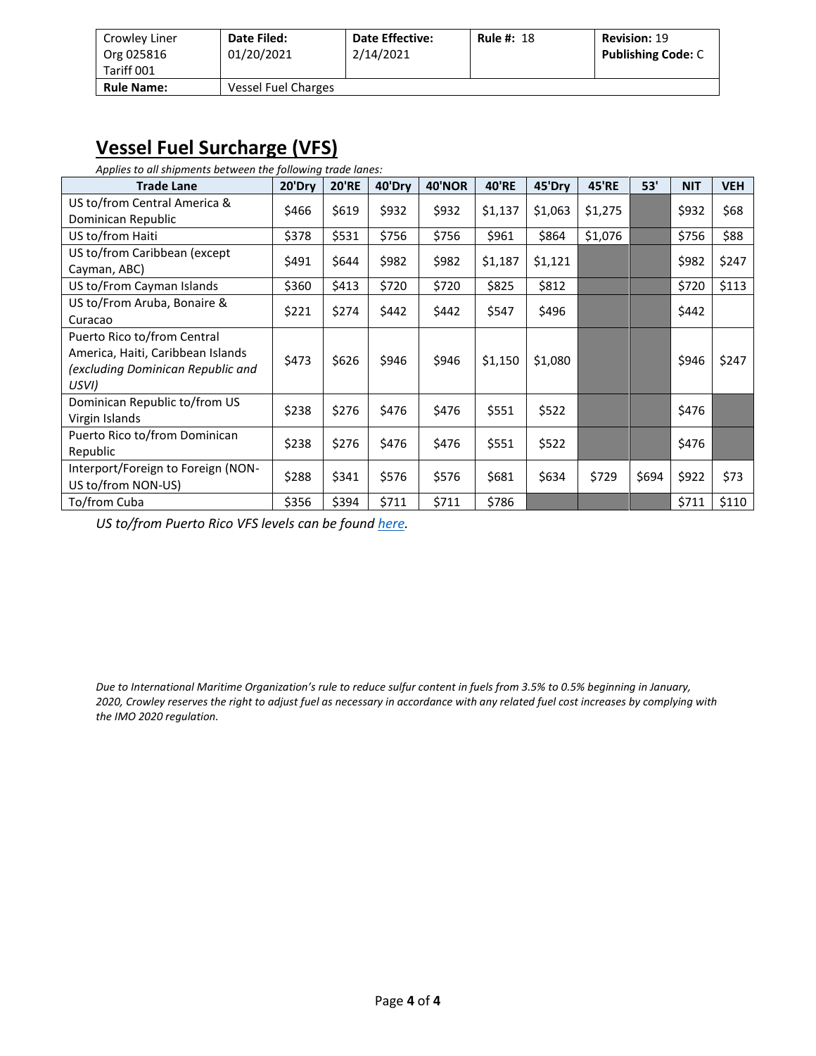| Crowley Liner Org 025816 Tariff 001 | Date Filed: 01/20/2021 | Date Effective: 2/14/2021 | Rule #: 18 | Revision: 19 Publishing Code: C |
|---|---|---|---|---|
| **Rule Name:** | Vessel Fuel Charges | | | |

## Vessel Fuel Surcharge (VFS)

*Applies to all shipments between the following trade lanes:*

| Trade Lane | 20'Dry | 20'RE | 40'Dry | 40'NOR | 40'RE | 45'Dry | 45'RE | 53' | NIT | VEH |
|---|---|---|---|---|---|---|---|---|---|---|
| US to/from Central America & Dominican Republic | $466 | $619 | $932 | $932 | $1,137 | $1,063 | $1,275 | | $932 | $68 |
| US to/from Haiti | $378 | $531 | $756 | $756 | $961 | $864 | $1,076 | | $756 | $88 |
| US to/from Caribbean (except Cayman, ABC) | $491 | $644 | $982 | $982 | $1,187 | $1,121 | | | $982 | $247 |
| US to/From Cayman Islands | $360 | $413 | $720 | $720 | $825 | $812 | | | $720 | $113 |
| US to/From Aruba, Bonaire & Curacao | $221 | $274 | $442 | $442 | $547 | $496 | | | $442 | |
| Puerto Rico to/from Central America, Haiti, Caribbean Islands *(excluding Dominican Republic and USVI)* | $473 | $626 | $946 | $946 | $1,150 | $1,080 | | | $946 | $247 |
| Dominican Republic to/from US Virgin Islands | $238 | $276 | $476 | $476 | $551 | $522 | | | $476 | |
| Puerto Rico to/from Dominican Republic | $238 | $276 | $476 | $476 | $551 | $522 | | | $476 | |
| Interport/Foreign to Foreign (NON-US to/from NON-US) | $288 | $341 | $576 | $576 | $681 | $634 | $729 | $694 | $922 | $73 |
| To/from Cuba | $356 | $394 | $711 | $711 | $786 | | | | $711 | $110 |

*US to/from Puerto Rico VFS levels can be found here.*

*Due to International Maritime Organization's rule to reduce sulfur content in fuels from 3.5% to 0.5% beginning in January, 2020, Crowley reserves the right to adjust fuel as necessary in accordance with any related fuel cost increases by complying with the IMO 2020 regulation.*